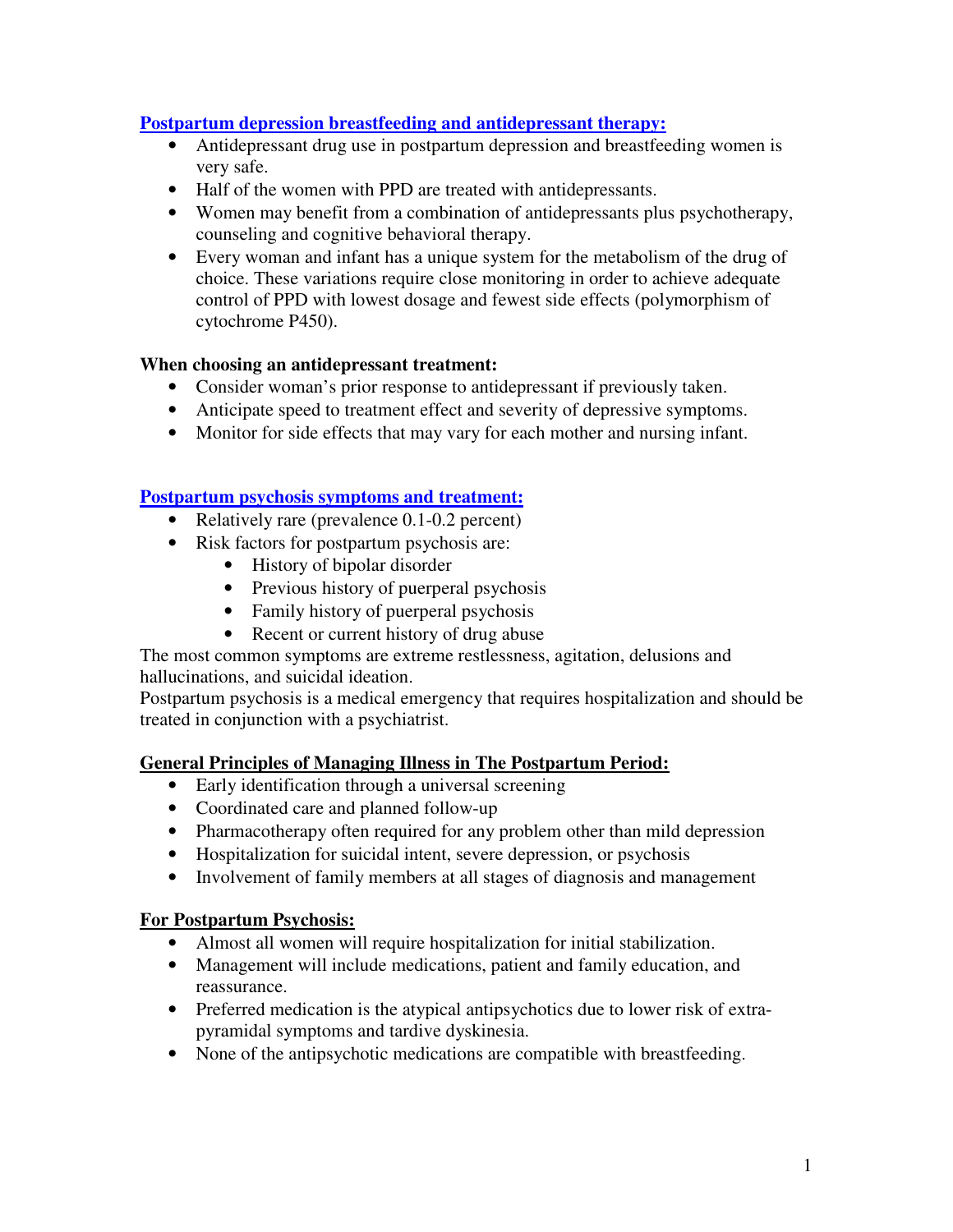## [Postpartum depression breastfeeding and antidepressant therapy:]()

- Antidepressant drug use in postpartum depression and breastfeeding women is very safe.
- Half of the women with PPD are treated with antidepressants.
- Women may benefit from a combination of antidepressants plus psychotherapy, counseling and cognitive behavioral therapy.
- Every woman and infant has a unique system for the metabolism of the drug of choice. These variations require close monitoring in order to achieve adequate control of PPD with lowest dosage and fewest side effects (polymorphism of cytochrome P450).

**When choosing an antidepressant treatment:**

- Consider woman's prior response to antidepressant if previously taken.
- Anticipate speed to treatment effect and severity of depressive symptoms.
- Monitor for side effects that may vary for each mother and nursing infant.

## [Postpartum psychosis symptoms and treatment:]()

- Relatively rare (prevalence 0.1-0.2 percent)
- Risk factors for postpartum psychosis are:
  - History of bipolar disorder
  - Previous history of puerperal psychosis
  - Family history of puerperal psychosis
  - Recent or current history of drug abuse

The most common symptoms are extreme restlessness, agitation, delusions and hallucinations, and suicidal ideation.
Postpartum psychosis is a medical emergency that requires hospitalization and should be treated in conjunction with a psychiatrist.

### General Principles of Managing Illness in The Postpartum Period:

- Early identification through a universal screening
- Coordinated care and planned follow-up
- Pharmacotherapy often required for any problem other than mild depression
- Hospitalization for suicidal intent, severe depression, or psychosis
- Involvement of family members at all stages of diagnosis and management

### For Postpartum Psychosis:

- Almost all women will require hospitalization for initial stabilization.
- Management will include medications, patient and family education, and reassurance.
- Preferred medication is the atypical antipsychotics due to lower risk of extra-pyramidal symptoms and tardive dyskinesia.
- None of the antipsychotic medications are compatible with breastfeeding.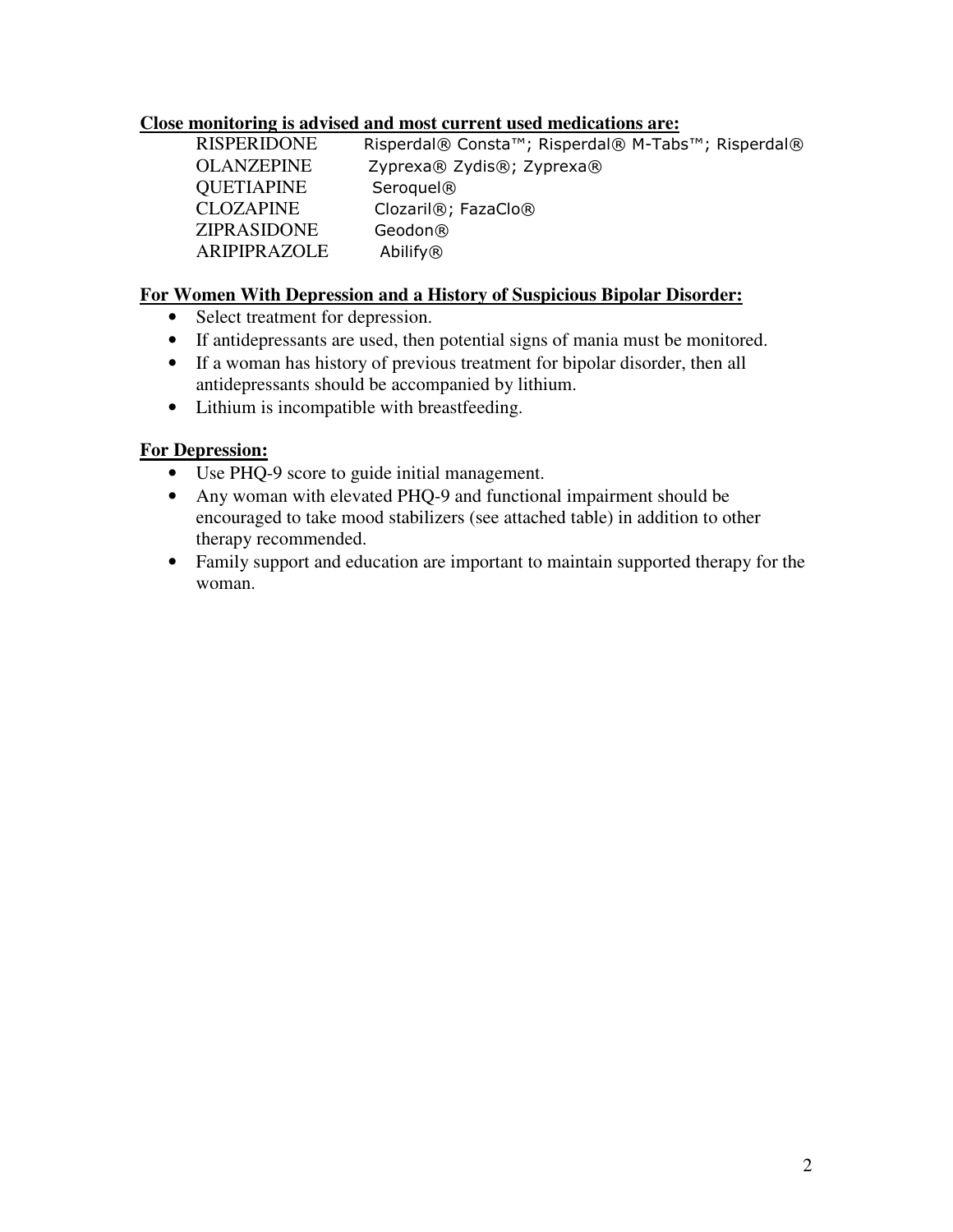**Close monitoring is advised and most current used medications are:**

| | |
|---|---|
| RISPERIDONE | Risperdal® Consta™; Risperdal® M-Tabs™; Risperdal® |
| OLANZEPINE | Zyprexa® Zydis®; Zyprexa® |
| QUETIAPINE | Seroquel® |
| CLOZAPINE | Clozaril®; FazaClo® |
| ZIPRASIDONE | Geodon® |
| ARIPIPRAZOLE | Abilify® |

**For Women With Depression and a History of Suspicious Bipolar Disorder:**

- Select treatment for depression.
- If antidepressants are used, then potential signs of mania must be monitored.
- If a woman has history of previous treatment for bipolar disorder, then all antidepressants should be accompanied by lithium.
- Lithium is incompatible with breastfeeding.

**For Depression:**

- Use PHQ-9 score to guide initial management.
- Any woman with elevated PHQ-9 and functional impairment should be encouraged to take mood stabilizers (see attached table) in addition to other therapy recommended.
- Family support and education are important to maintain supported therapy for the woman.